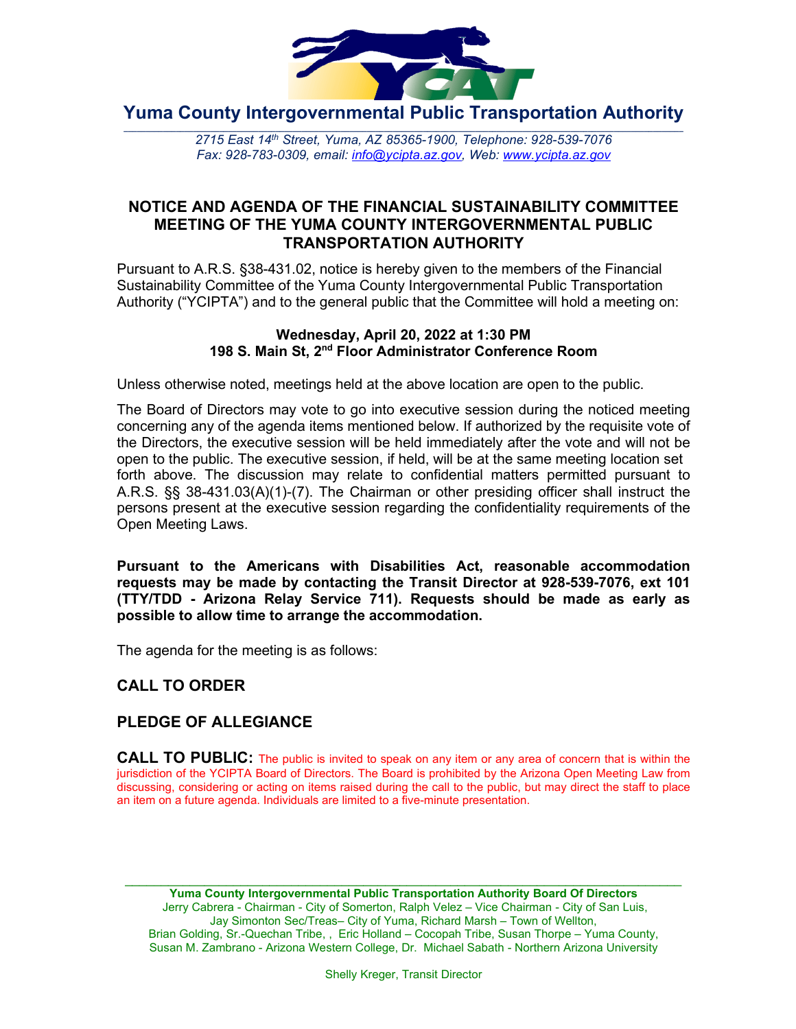# Yuma County Intergovernmental Public Transportation Authority

*2715 East 14th Street, Yuma, AZ 85365-1900, Telephone: 928-539-7076*
*Fax: 928-783-0309, email: info@ycipta.az.gov, Web: www.ycipta.az.gov*

## NOTICE AND AGENDA OF THE FINANCIAL SUSTAINABILITY COMMITTEE MEETING OF THE YUMA COUNTY INTERGOVERNMENTAL PUBLIC TRANSPORTATION AUTHORITY

Pursuant to A.R.S. §38-431.02, notice is hereby given to the members of the Financial Sustainability Committee of the Yuma County Intergovernmental Public Transportation Authority ("YCIPTA") and to the general public that the Committee will hold a meeting on:

**Wednesday, April 20, 2022 at 1:30 PM**
**198 S. Main St, 2nd Floor Administrator Conference Room**

Unless otherwise noted, meetings held at the above location are open to the public.

The Board of Directors may vote to go into executive session during the noticed meeting concerning any of the agenda items mentioned below. If authorized by the requisite vote of the Directors, the executive session will be held immediately after the vote and will not be open to the public. The executive session, if held, will be at the same meeting location set forth above. The discussion may relate to confidential matters permitted pursuant to A.R.S. §§ 38-431.03(A)(1)-(7). The Chairman or other presiding officer shall instruct the persons present at the executive session regarding the confidentiality requirements of the Open Meeting Laws.

**Pursuant to the Americans with Disabilities Act, reasonable accommodation requests may be made by contacting the Transit Director at 928-539-7076, ext 101 (TTY/TDD - Arizona Relay Service 711). Requests should be made as early as possible to allow time to arrange the accommodation.**

The agenda for the meeting is as follows:

### CALL TO ORDER

### PLEDGE OF ALLEGIANCE

**CALL TO PUBLIC:** The public is invited to speak on any item or any area of concern that is within the jurisdiction of the YCIPTA Board of Directors. The Board is prohibited by the Arizona Open Meeting Law from discussing, considering or acting on items raised during the call to the public, but may direct the staff to place an item on a future agenda. Individuals are limited to a five-minute presentation.

**Yuma County Intergovernmental Public Transportation Authority Board Of Directors**
Jerry Cabrera - Chairman - City of Somerton, Ralph Velez – Vice Chairman - City of San Luis,
Jay Simonton Sec/Treas– City of Yuma, Richard Marsh – Town of Wellton,
Brian Golding, Sr.-Quechan Tribe, , Eric Holland – Cocopah Tribe, Susan Thorpe – Yuma County,
Susan M. Zambrano - Arizona Western College, Dr. Michael Sabath - Northern Arizona University

Shelly Kreger, Transit Director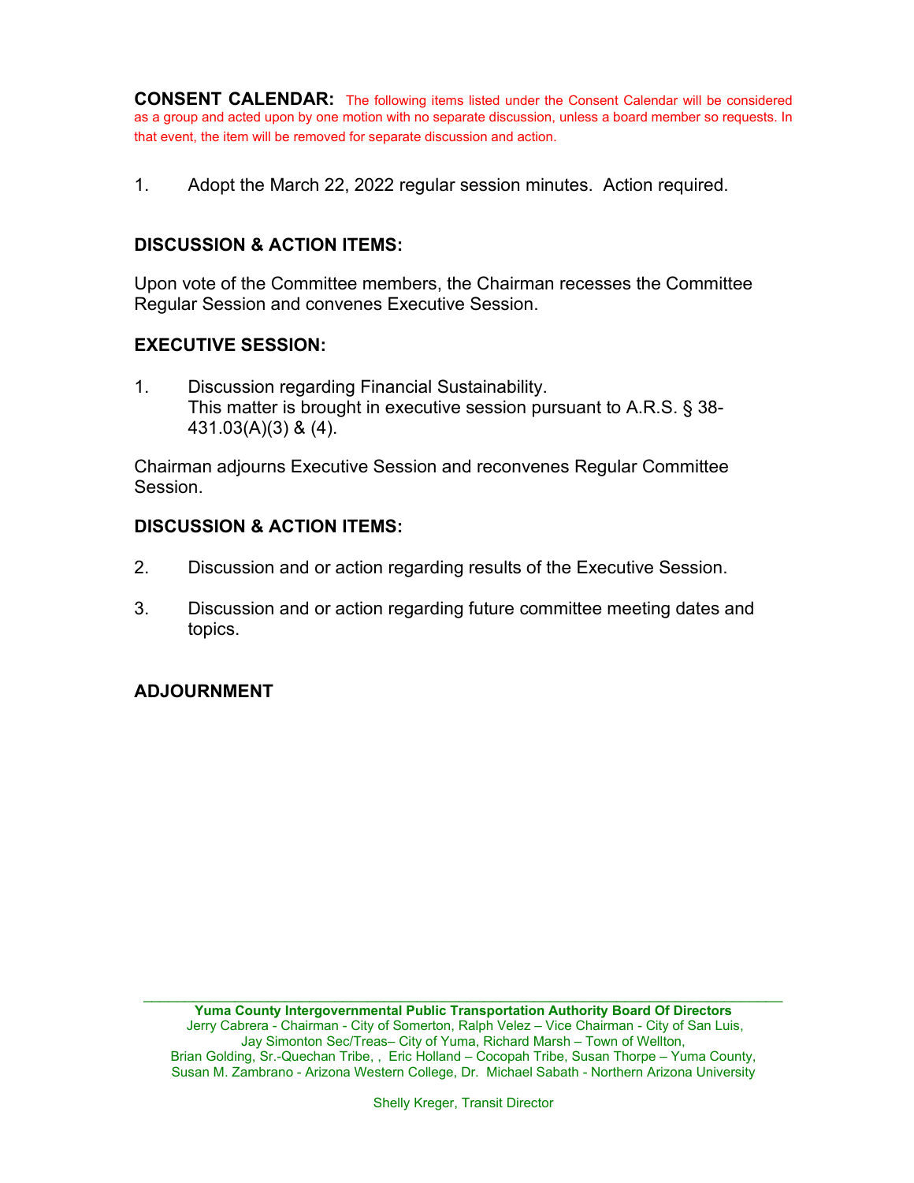**CONSENT CALENDAR:** The following items listed under the Consent Calendar will be considered as a group and acted upon by one motion with no separate discussion, unless a board member so requests. In that event, the item will be removed for separate discussion and action.

1. Adopt the March 22, 2022 regular session minutes. Action required.

**DISCUSSION & ACTION ITEMS:**

Upon vote of the Committee members, the Chairman recesses the Committee Regular Session and convenes Executive Session.

**EXECUTIVE SESSION:**

1. Discussion regarding Financial Sustainability.
   This matter is brought in executive session pursuant to A.R.S. § 38-431.03(A)(3) & (4).

Chairman adjourns Executive Session and reconvenes Regular Committee Session.

**DISCUSSION & ACTION ITEMS:**

2. Discussion and or action regarding results of the Executive Session.

3. Discussion and or action regarding future committee meeting dates and topics.

**ADJOURNMENT**

---

**Yuma County Intergovernmental Public Transportation Authority Board Of Directors**
Jerry Cabrera - Chairman - City of Somerton, Ralph Velez – Vice Chairman - City of San Luis,
Jay Simonton Sec/Treas– City of Yuma, Richard Marsh – Town of Wellton,
Brian Golding, Sr.-Quechan Tribe, , Eric Holland – Cocopah Tribe, Susan Thorpe – Yuma County,
Susan M. Zambrano - Arizona Western College, Dr. Michael Sabath - Northern Arizona University

Shelly Kreger, Transit Director